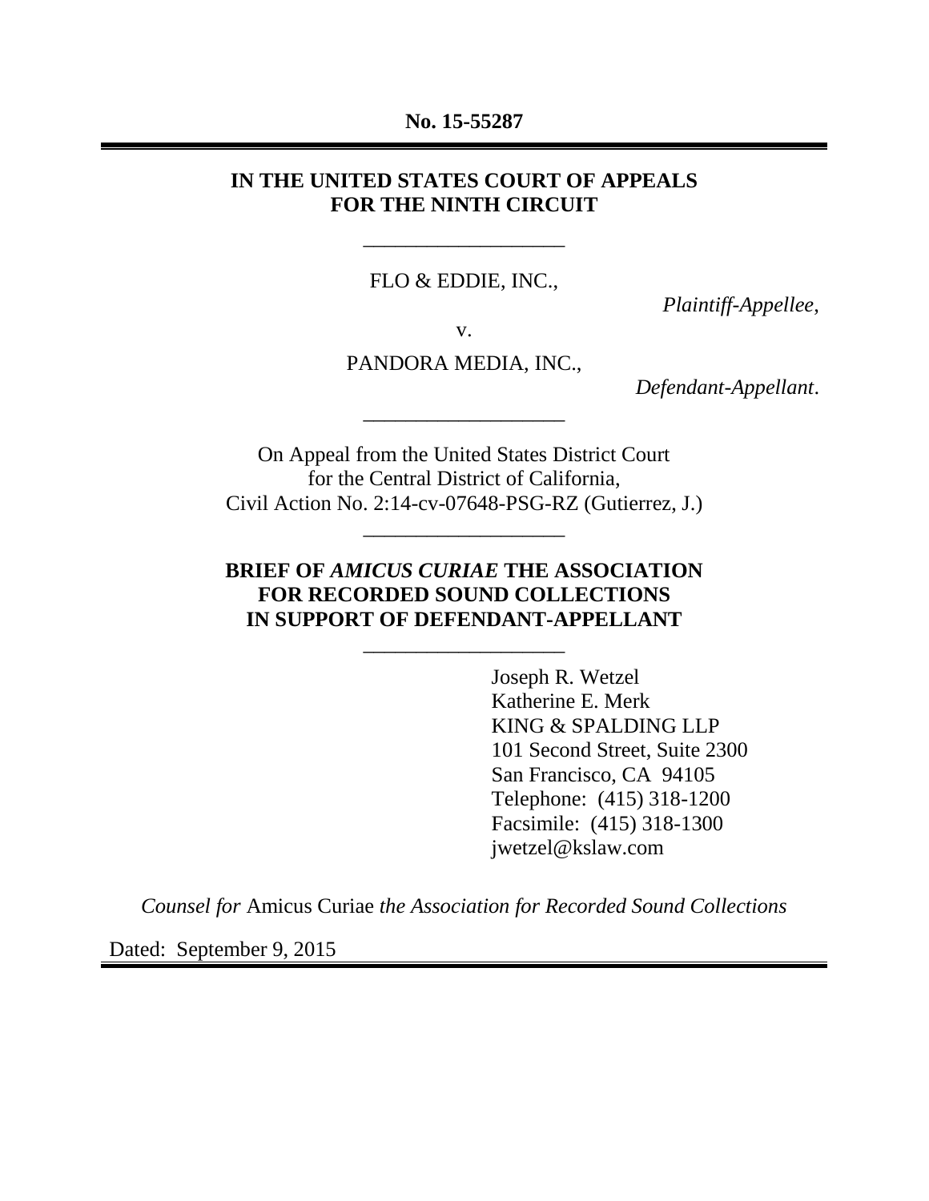**No. 15-55287**

---

**IN THE UNITED STATES COURT OF APPEALS**
**FOR THE NINTH CIRCUIT**

---

FLO & EDDIE, INC.,

*Plaintiff-Appellee*,

v.

PANDORA MEDIA, INC.,

*Defendant-Appellant*.

---

On Appeal from the United States District Court
for the Central District of California,
Civil Action No. 2:14-cv-07648-PSG-RZ (Gutierrez, J.)

---

**BRIEF OF *AMICUS CURIAE* THE ASSOCIATION FOR RECORDED SOUND COLLECTIONS IN SUPPORT OF DEFENDANT-APPELLANT**

---

Joseph R. Wetzel
Katherine E. Merk
KING & SPALDING LLP
101 Second Street, Suite 2300
San Francisco, CA 94105
Telephone: (415) 318-1200
Facsimile: (415) 318-1300
jwetzel@kslaw.com

*Counsel for* Amicus Curiae *the Association for Recorded Sound Collections*

Dated: September 9, 2015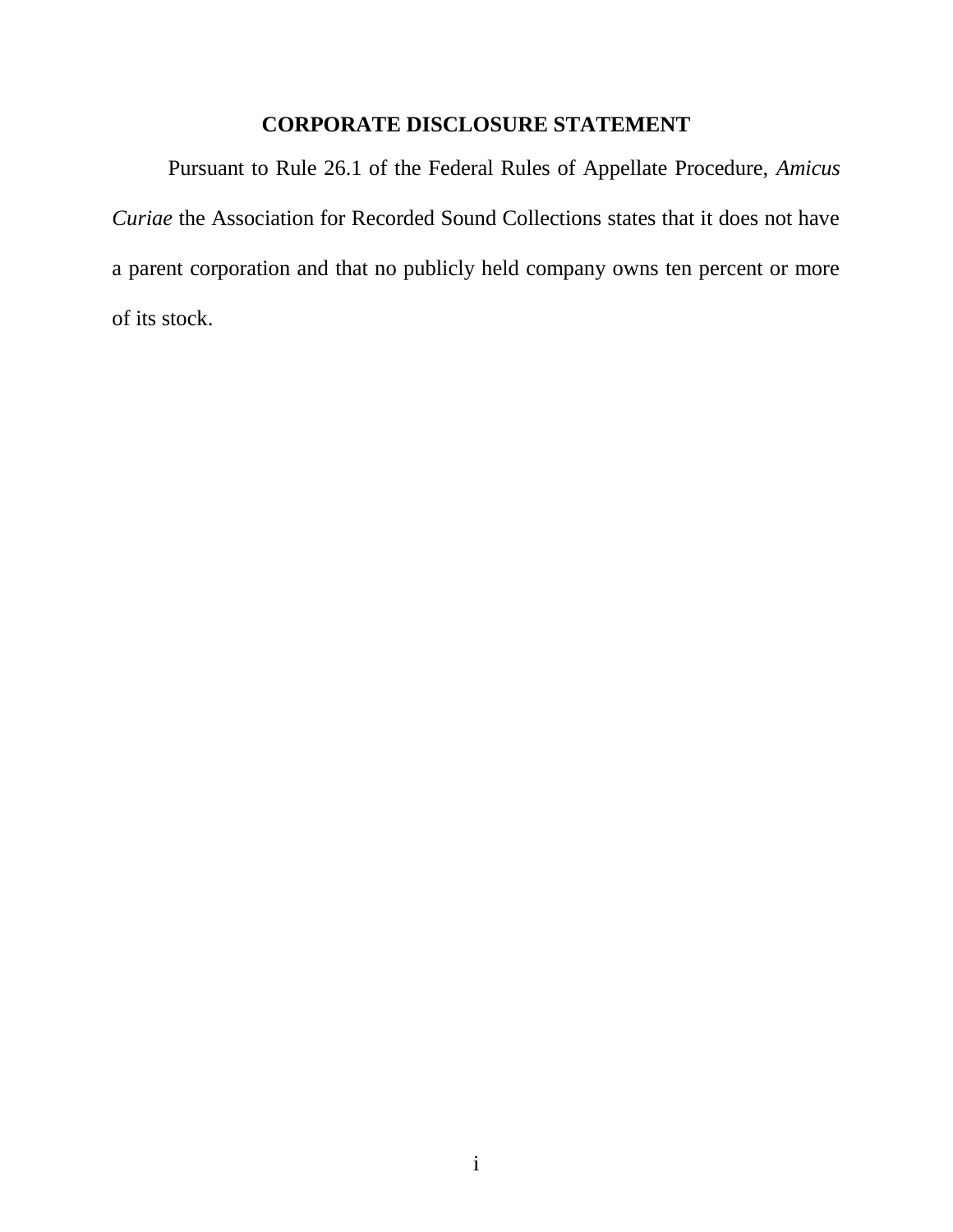## CORPORATE DISCLOSURE STATEMENT

Pursuant to Rule 26.1 of the Federal Rules of Appellate Procedure, *Amicus Curiae* the Association for Recorded Sound Collections states that it does not have a parent corporation and that no publicly held company owns ten percent or more of its stock.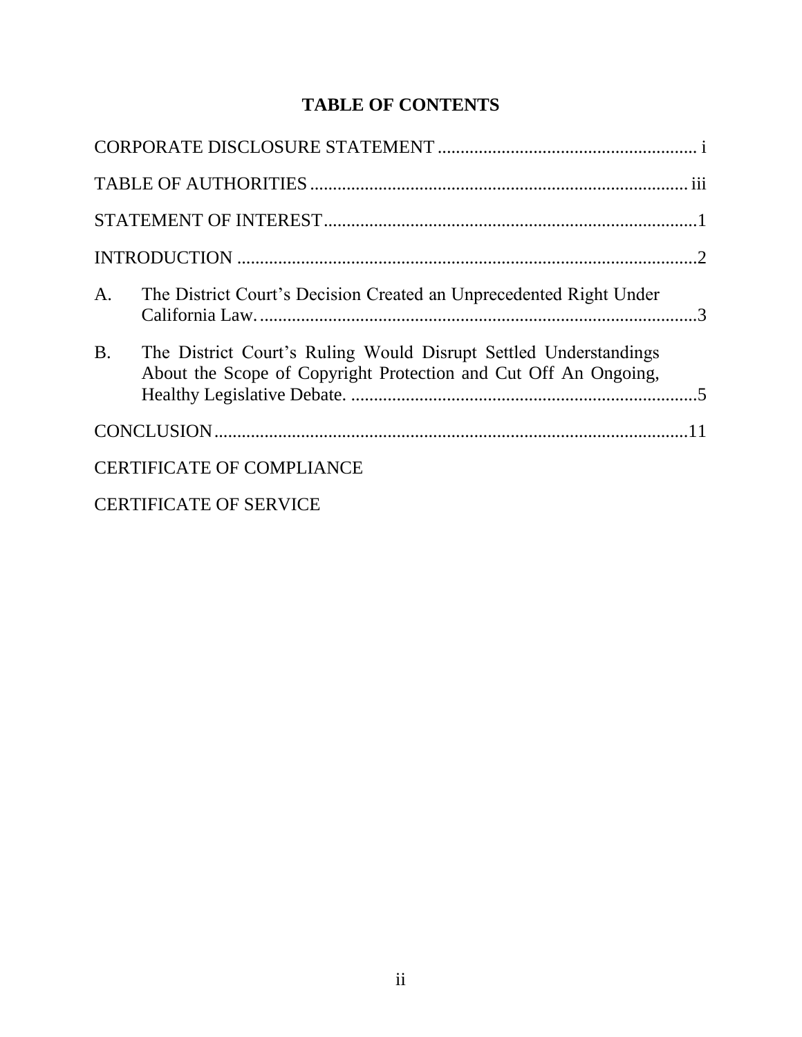# TABLE OF CONTENTS

CORPORATE DISCLOSURE STATEMENT ........................................................ i

TABLE OF AUTHORITIES .................................................................................. iii

STATEMENT OF INTEREST .................................................................................1

INTRODUCTION ....................................................................................................2

A. The District Court's Decision Created an Unprecedented Right Under California Law. ................................................................................................3

B. The District Court's Ruling Would Disrupt Settled Understandings About the Scope of Copyright Protection and Cut Off An Ongoing, Healthy Legislative Debate. ...........................................................................5

CONCLUSION .......................................................................................................11

CERTIFICATE OF COMPLIANCE

CERTIFICATE OF SERVICE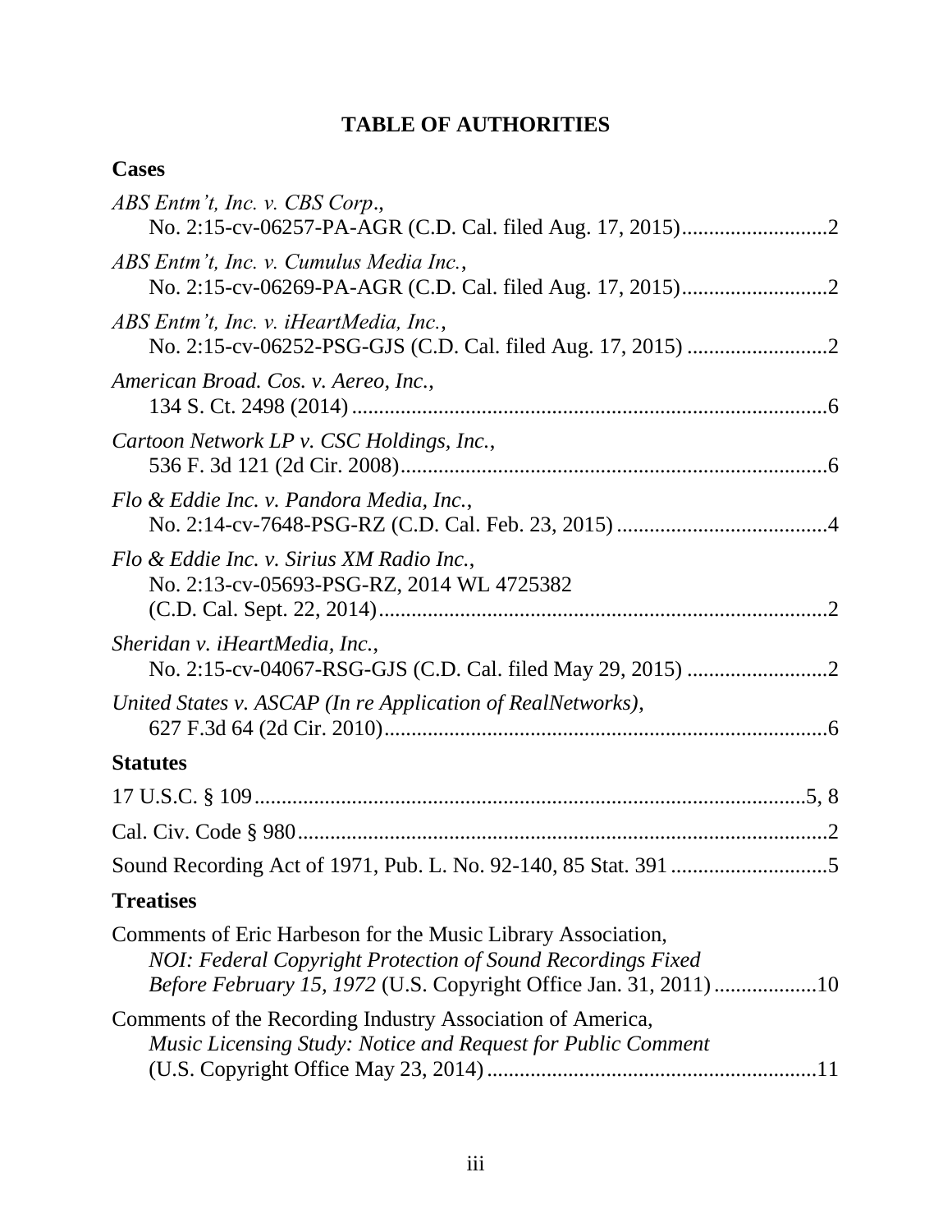# TABLE OF AUTHORITIES

## Cases

*ABS Entm't, Inc. v. CBS Corp*.,
No. 2:15-cv-06257-PA-AGR (C.D. Cal. filed Aug. 17, 2015) ... 2

*ABS Entm't, Inc. v. Cumulus Media Inc.*,
No. 2:15-cv-06269-PA-AGR (C.D. Cal. filed Aug. 17, 2015) ... 2

*ABS Entm't, Inc. v. iHeartMedia, Inc.*,
No. 2:15-cv-06252-PSG-GJS (C.D. Cal. filed Aug. 17, 2015) ... 2

*American Broad. Cos. v. Aereo, Inc.*,
134 S. Ct. 2498 (2014) ... 6

*Cartoon Network LP v. CSC Holdings, Inc.*,
536 F. 3d 121 (2d Cir. 2008) ... 6

*Flo & Eddie Inc. v. Pandora Media, Inc.*,
No. 2:14-cv-7648-PSG-RZ (C.D. Cal. Feb. 23, 2015) ... 4

*Flo & Eddie Inc. v. Sirius XM Radio Inc.*,
No. 2:13-cv-05693-PSG-RZ, 2014 WL 4725382
(C.D. Cal. Sept. 22, 2014) ... 2

*Sheridan v. iHeartMedia, Inc.*,
No. 2:15-cv-04067-RSG-GJS (C.D. Cal. filed May 29, 2015) ... 2

*United States v. ASCAP (In re Application of RealNetworks)*,
627 F.3d 64 (2d Cir. 2010) ... 6

## Statutes

17 U.S.C. § 109 ... 5, 8

Cal. Civ. Code § 980 ... 2

Sound Recording Act of 1971, Pub. L. No. 92-140, 85 Stat. 391 ... 5

## Treatises

Comments of Eric Harbeson for the Music Library Association,
*NOI: Federal Copyright Protection of Sound Recordings Fixed Before February 15, 1972* (U.S. Copyright Office Jan. 31, 2011) ... 10

Comments of the Recording Industry Association of America,
*Music Licensing Study: Notice and Request for Public Comment*
(U.S. Copyright Office May 23, 2014) ... 11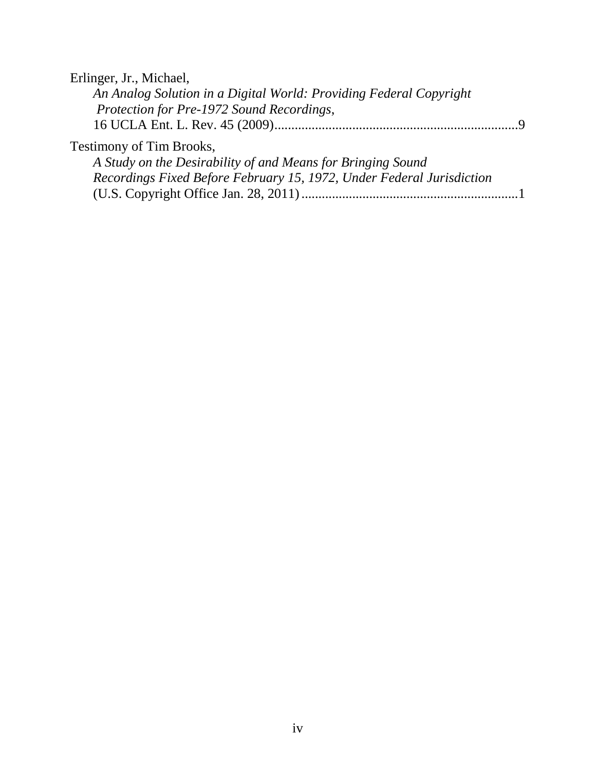Erlinger, Jr., Michael,
*An Analog Solution in a Digital World: Providing Federal Copyright Protection for Pre-1972 Sound Recordings*,
16 UCLA Ent. L. Rev. 45 (2009).......................................................................9

Testimony of Tim Brooks,
*A Study on the Desirability of and Means for Bringing Sound Recordings Fixed Before February 15, 1972, Under Federal Jurisdiction*
(U.S. Copyright Office Jan. 28, 2011)...............................................................1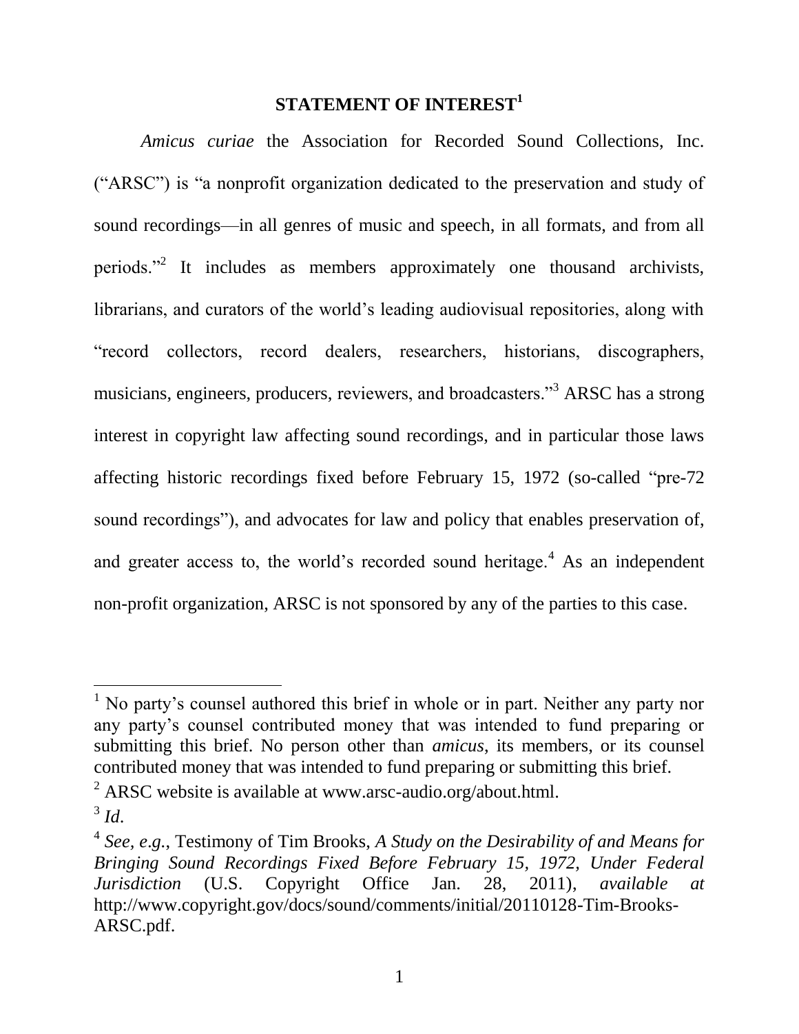## STATEMENT OF INTEREST[1]

*Amicus curiae* the Association for Recorded Sound Collections, Inc. ("ARSC") is "a nonprofit organization dedicated to the preservation and study of sound recordings—in all genres of music and speech, in all formats, and from all periods."[2] It includes as members approximately one thousand archivists, librarians, and curators of the world's leading audiovisual repositories, along with "record collectors, record dealers, researchers, historians, discographers, musicians, engineers, producers, reviewers, and broadcasters."[3] ARSC has a strong interest in copyright law affecting sound recordings, and in particular those laws affecting historic recordings fixed before February 15, 1972 (so-called "pre-72 sound recordings"), and advocates for law and policy that enables preservation of, and greater access to, the world's recorded sound heritage.[4] As an independent non-profit organization, ARSC is not sponsored by any of the parties to this case.

---

[1] No party's counsel authored this brief in whole or in part. Neither any party nor any party's counsel contributed money that was intended to fund preparing or submitting this brief. No person other than *amicus*, its members, or its counsel contributed money that was intended to fund preparing or submitting this brief.

[2] ARSC website is available at www.arsc-audio.org/about.html.

[3] *Id*.

[4] *See, e.g.*, Testimony of Tim Brooks, *A Study on the Desirability of and Means for Bringing Sound Recordings Fixed Before February 15, 1972, Under Federal Jurisdiction* (U.S. Copyright Office Jan. 28, 2011), *available at* http://www.copyright.gov/docs/sound/comments/initial/20110128-Tim-Brooks-ARSC.pdf.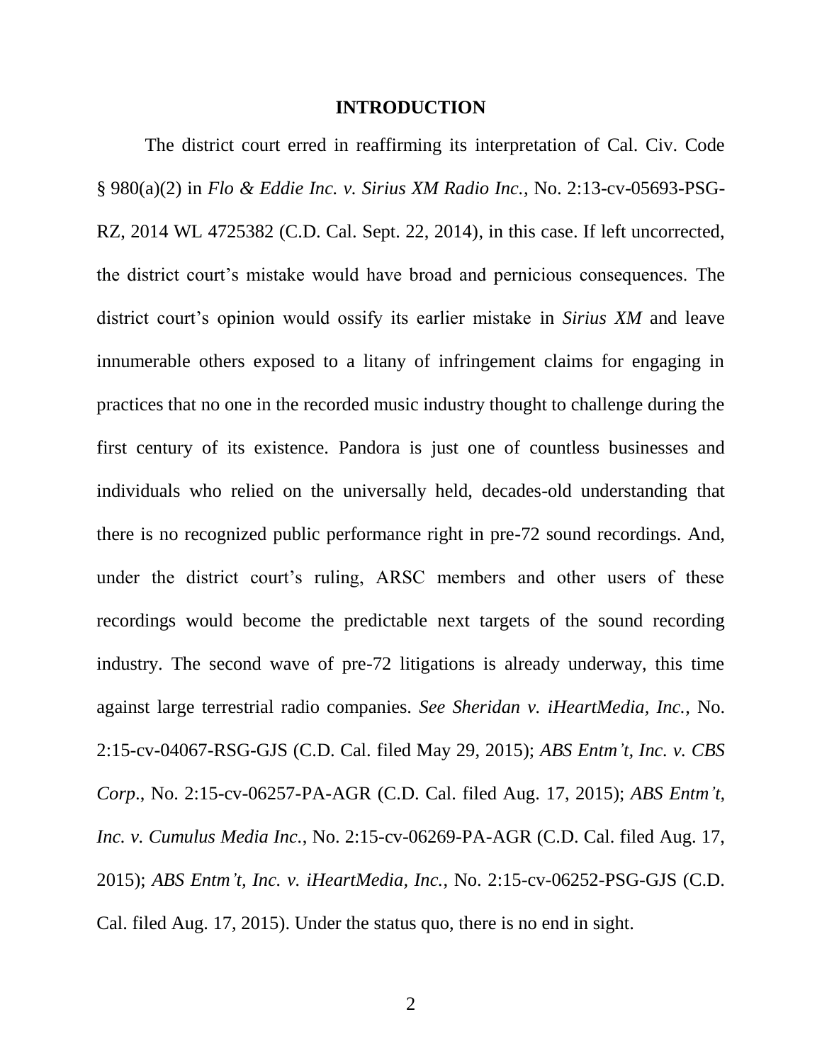## INTRODUCTION

The district court erred in reaffirming its interpretation of Cal. Civ. Code § 980(a)(2) in *Flo & Eddie Inc. v. Sirius XM Radio Inc.*, No. 2:13-cv-05693-PSG-RZ, 2014 WL 4725382 (C.D. Cal. Sept. 22, 2014), in this case. If left uncorrected, the district court's mistake would have broad and pernicious consequences. The district court's opinion would ossify its earlier mistake in *Sirius XM* and leave innumerable others exposed to a litany of infringement claims for engaging in practices that no one in the recorded music industry thought to challenge during the first century of its existence. Pandora is just one of countless businesses and individuals who relied on the universally held, decades-old understanding that there is no recognized public performance right in pre-72 sound recordings. And, under the district court's ruling, ARSC members and other users of these recordings would become the predictable next targets of the sound recording industry. The second wave of pre-72 litigations is already underway, this time against large terrestrial radio companies. *See Sheridan v. iHeartMedia, Inc.*, No. 2:15-cv-04067-RSG-GJS (C.D. Cal. filed May 29, 2015); *ABS Entm't, Inc. v. CBS Corp*., No. 2:15-cv-06257-PA-AGR (C.D. Cal. filed Aug. 17, 2015); *ABS Entm't, Inc. v. Cumulus Media Inc.*, No. 2:15-cv-06269-PA-AGR (C.D. Cal. filed Aug. 17, 2015); *ABS Entm't, Inc. v. iHeartMedia, Inc.*, No. 2:15-cv-06252-PSG-GJS (C.D. Cal. filed Aug. 17, 2015). Under the status quo, there is no end in sight.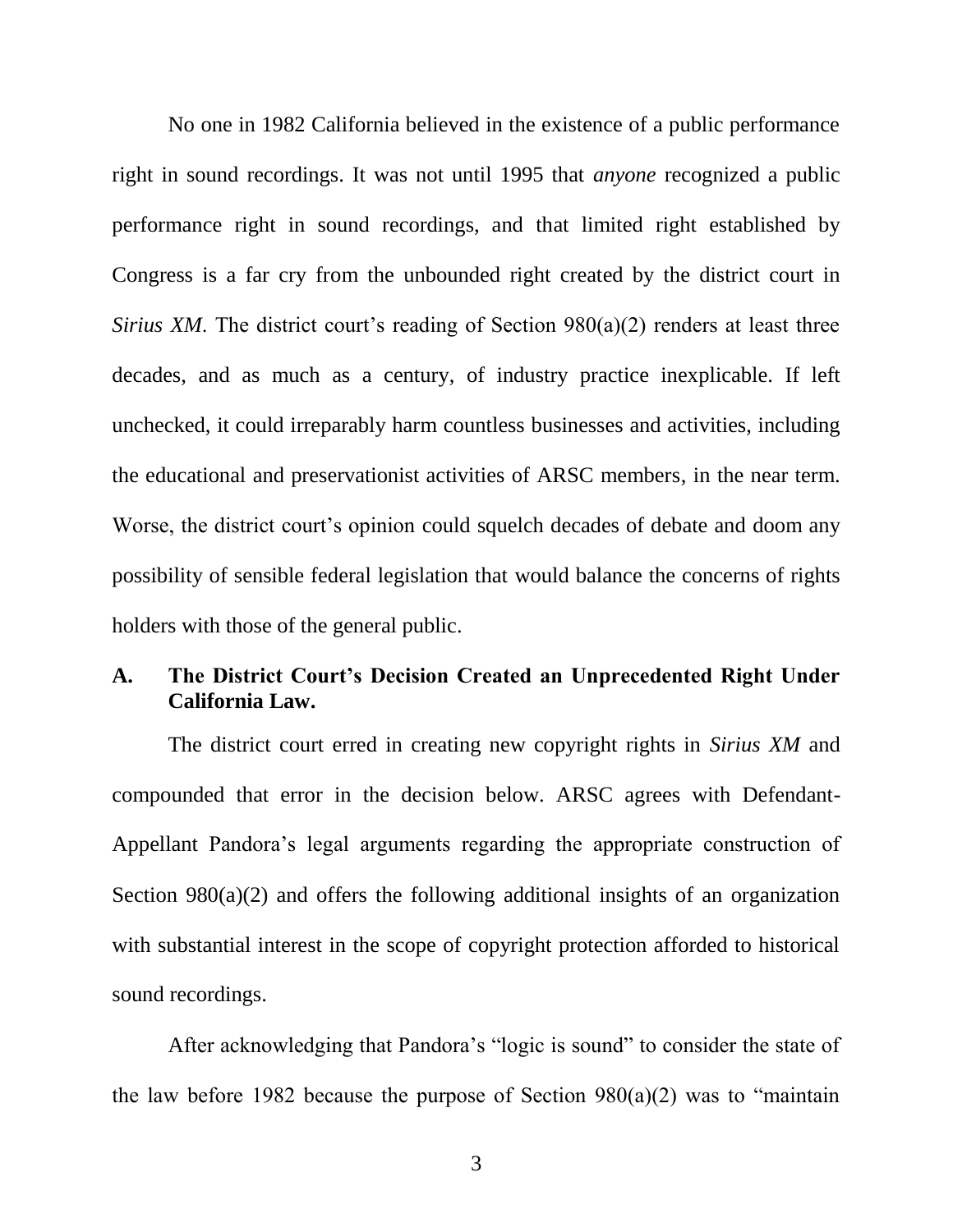No one in 1982 California believed in the existence of a public performance right in sound recordings. It was not until 1995 that *anyone* recognized a public performance right in sound recordings, and that limited right established by Congress is a far cry from the unbounded right created by the district court in *Sirius XM*. The district court's reading of Section 980(a)(2) renders at least three decades, and as much as a century, of industry practice inexplicable. If left unchecked, it could irreparably harm countless businesses and activities, including the educational and preservationist activities of ARSC members, in the near term. Worse, the district court's opinion could squelch decades of debate and doom any possibility of sensible federal legislation that would balance the concerns of rights holders with those of the general public.

### A. The District Court's Decision Created an Unprecedented Right Under California Law.

The district court erred in creating new copyright rights in *Sirius XM* and compounded that error in the decision below. ARSC agrees with Defendant-Appellant Pandora's legal arguments regarding the appropriate construction of Section 980(a)(2) and offers the following additional insights of an organization with substantial interest in the scope of copyright protection afforded to historical sound recordings.

After acknowledging that Pandora's "logic is sound" to consider the state of the law before 1982 because the purpose of Section 980(a)(2) was to "maintain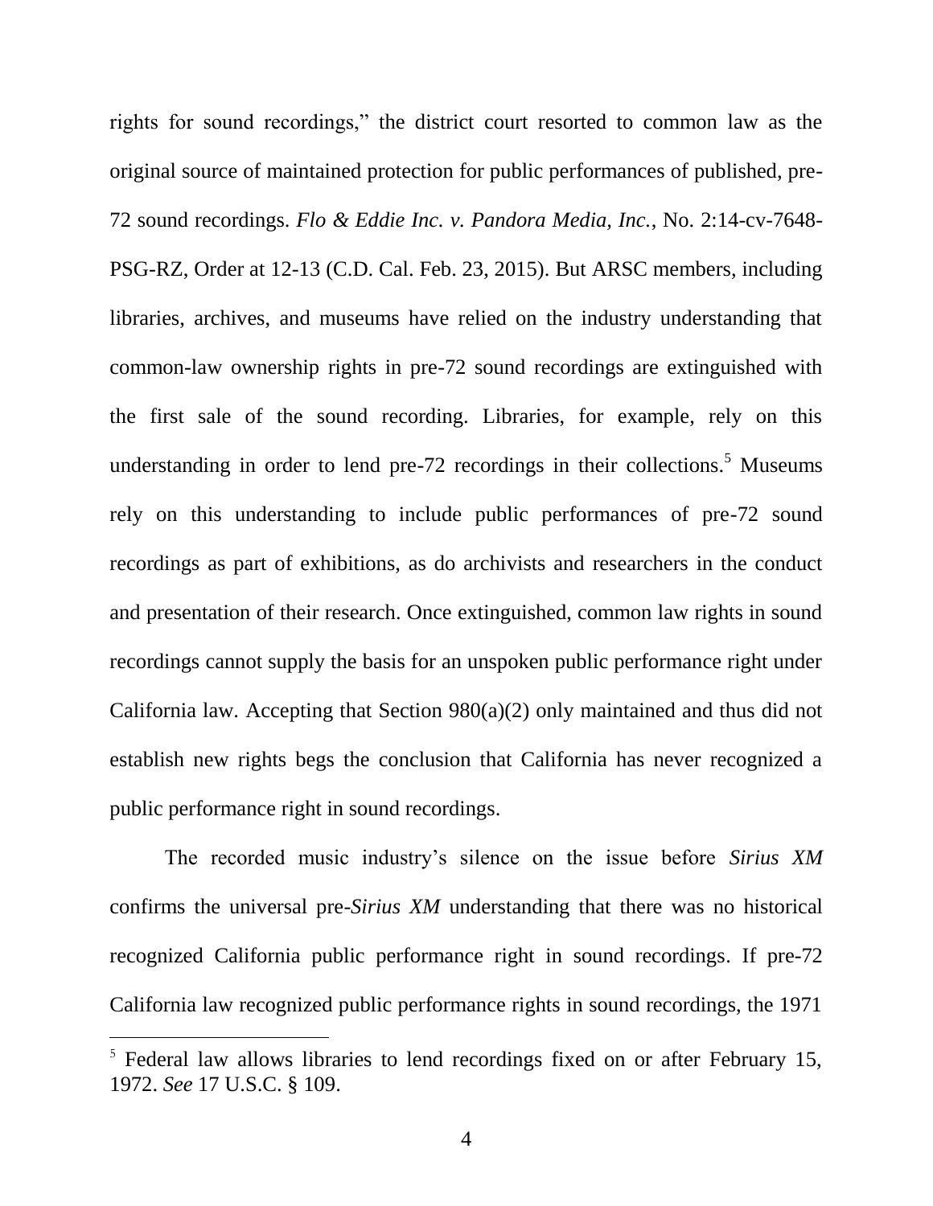rights for sound recordings," the district court resorted to common law as the original source of maintained protection for public performances of published, pre-72 sound recordings. *Flo & Eddie Inc. v. Pandora Media, Inc.*, No. 2:14-cv-7648-PSG-RZ, Order at 12-13 (C.D. Cal. Feb. 23, 2015). But ARSC members, including libraries, archives, and museums have relied on the industry understanding that common-law ownership rights in pre-72 sound recordings are extinguished with the first sale of the sound recording. Libraries, for example, rely on this understanding in order to lend pre-72 recordings in their collections.[5] Museums rely on this understanding to include public performances of pre-72 sound recordings as part of exhibitions, as do archivists and researchers in the conduct and presentation of their research. Once extinguished, common law rights in sound recordings cannot supply the basis for an unspoken public performance right under California law. Accepting that Section 980(a)(2) only maintained and thus did not establish new rights begs the conclusion that California has never recognized a public performance right in sound recordings.

The recorded music industry's silence on the issue before *Sirius XM* confirms the universal pre-*Sirius XM* understanding that there was no historical recognized California public performance right in sound recordings. If pre-72 California law recognized public performance rights in sound recordings, the 1971

[5] Federal law allows libraries to lend recordings fixed on or after February 15, 1972. *See* 17 U.S.C. § 109.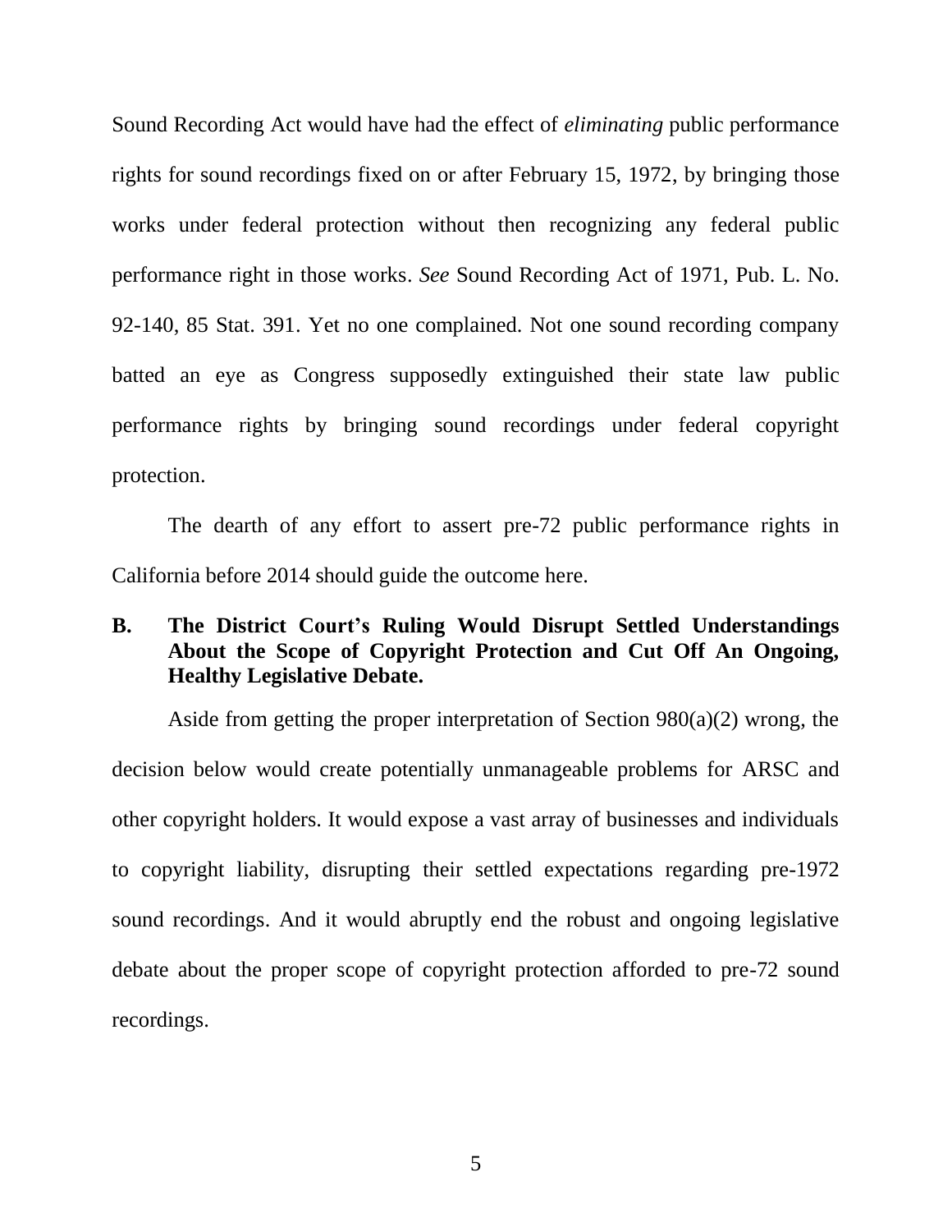Sound Recording Act would have had the effect of *eliminating* public performance rights for sound recordings fixed on or after February 15, 1972, by bringing those works under federal protection without then recognizing any federal public performance right in those works. *See* Sound Recording Act of 1971, Pub. L. No. 92-140, 85 Stat. 391. Yet no one complained. Not one sound recording company batted an eye as Congress supposedly extinguished their state law public performance rights by bringing sound recordings under federal copyright protection.

The dearth of any effort to assert pre-72 public performance rights in California before 2014 should guide the outcome here.

### B. The District Court's Ruling Would Disrupt Settled Understandings About the Scope of Copyright Protection and Cut Off An Ongoing, Healthy Legislative Debate.

Aside from getting the proper interpretation of Section 980(a)(2) wrong, the decision below would create potentially unmanageable problems for ARSC and other copyright holders. It would expose a vast array of businesses and individuals to copyright liability, disrupting their settled expectations regarding pre-1972 sound recordings. And it would abruptly end the robust and ongoing legislative debate about the proper scope of copyright protection afforded to pre-72 sound recordings.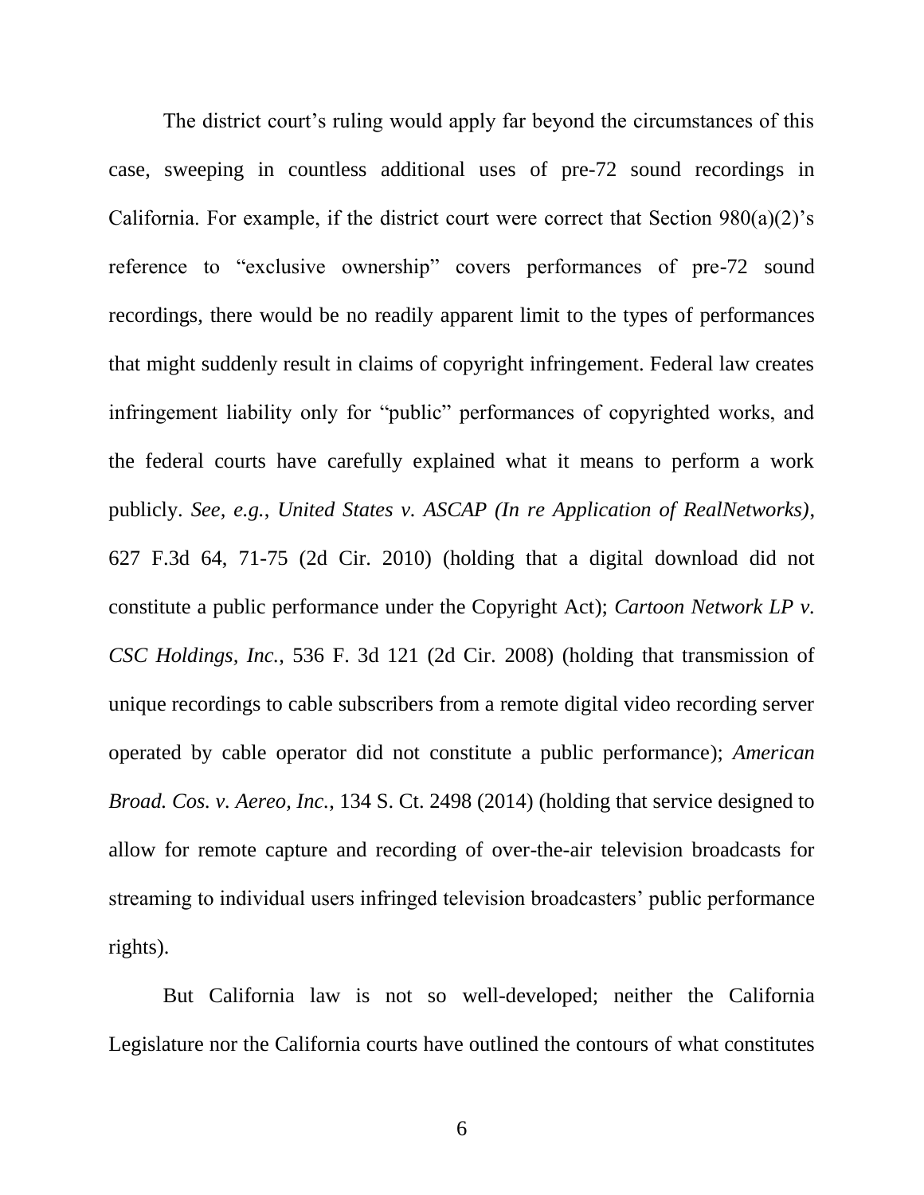The district court's ruling would apply far beyond the circumstances of this case, sweeping in countless additional uses of pre-72 sound recordings in California. For example, if the district court were correct that Section 980(a)(2)'s reference to "exclusive ownership" covers performances of pre-72 sound recordings, there would be no readily apparent limit to the types of performances that might suddenly result in claims of copyright infringement. Federal law creates infringement liability only for "public" performances of copyrighted works, and the federal courts have carefully explained what it means to perform a work publicly. *See, e.g.*, *United States v. ASCAP (In re Application of RealNetworks)*, 627 F.3d 64, 71-75 (2d Cir. 2010) (holding that a digital download did not constitute a public performance under the Copyright Act); *Cartoon Network LP v. CSC Holdings, Inc.*, 536 F. 3d 121 (2d Cir. 2008) (holding that transmission of unique recordings to cable subscribers from a remote digital video recording server operated by cable operator did not constitute a public performance); *American Broad. Cos. v. Aereo, Inc.*, 134 S. Ct. 2498 (2014) (holding that service designed to allow for remote capture and recording of over-the-air television broadcasts for streaming to individual users infringed television broadcasters' public performance rights).

But California law is not so well-developed; neither the California Legislature nor the California courts have outlined the contours of what constitutes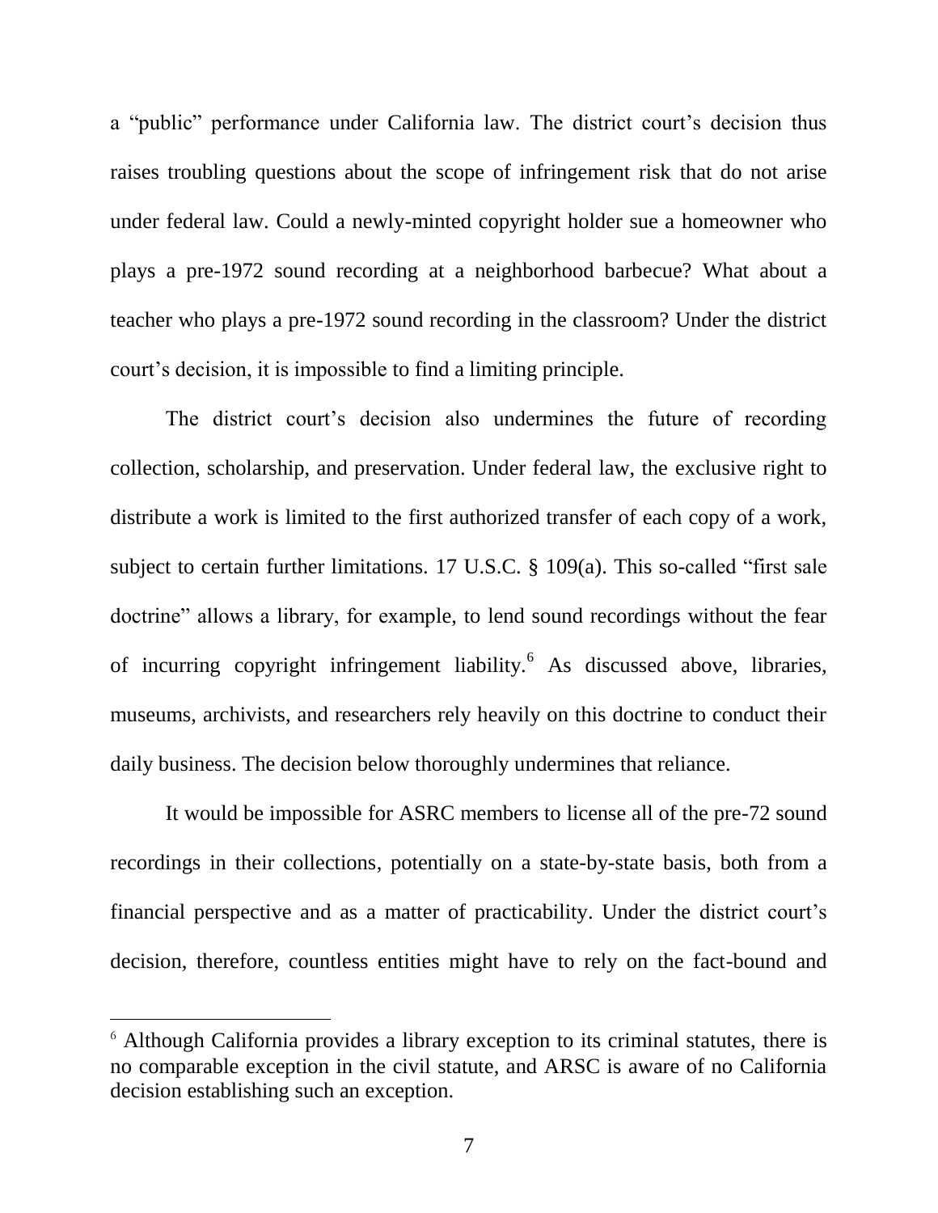a "public" performance under California law. The district court's decision thus raises troubling questions about the scope of infringement risk that do not arise under federal law. Could a newly-minted copyright holder sue a homeowner who plays a pre-1972 sound recording at a neighborhood barbecue? What about a teacher who plays a pre-1972 sound recording in the classroom? Under the district court's decision, it is impossible to find a limiting principle.

The district court's decision also undermines the future of recording collection, scholarship, and preservation. Under federal law, the exclusive right to distribute a work is limited to the first authorized transfer of each copy of a work, subject to certain further limitations. 17 U.S.C. § 109(a). This so-called "first sale doctrine" allows a library, for example, to lend sound recordings without the fear of incurring copyright infringement liability.[6] As discussed above, libraries, museums, archivists, and researchers rely heavily on this doctrine to conduct their daily business. The decision below thoroughly undermines that reliance.

It would be impossible for ASRC members to license all of the pre-72 sound recordings in their collections, potentially on a state-by-state basis, both from a financial perspective and as a matter of practicability. Under the district court's decision, therefore, countless entities might have to rely on the fact-bound and

---

[6] Although California provides a library exception to its criminal statutes, there is no comparable exception in the civil statute, and ARSC is aware of no California decision establishing such an exception.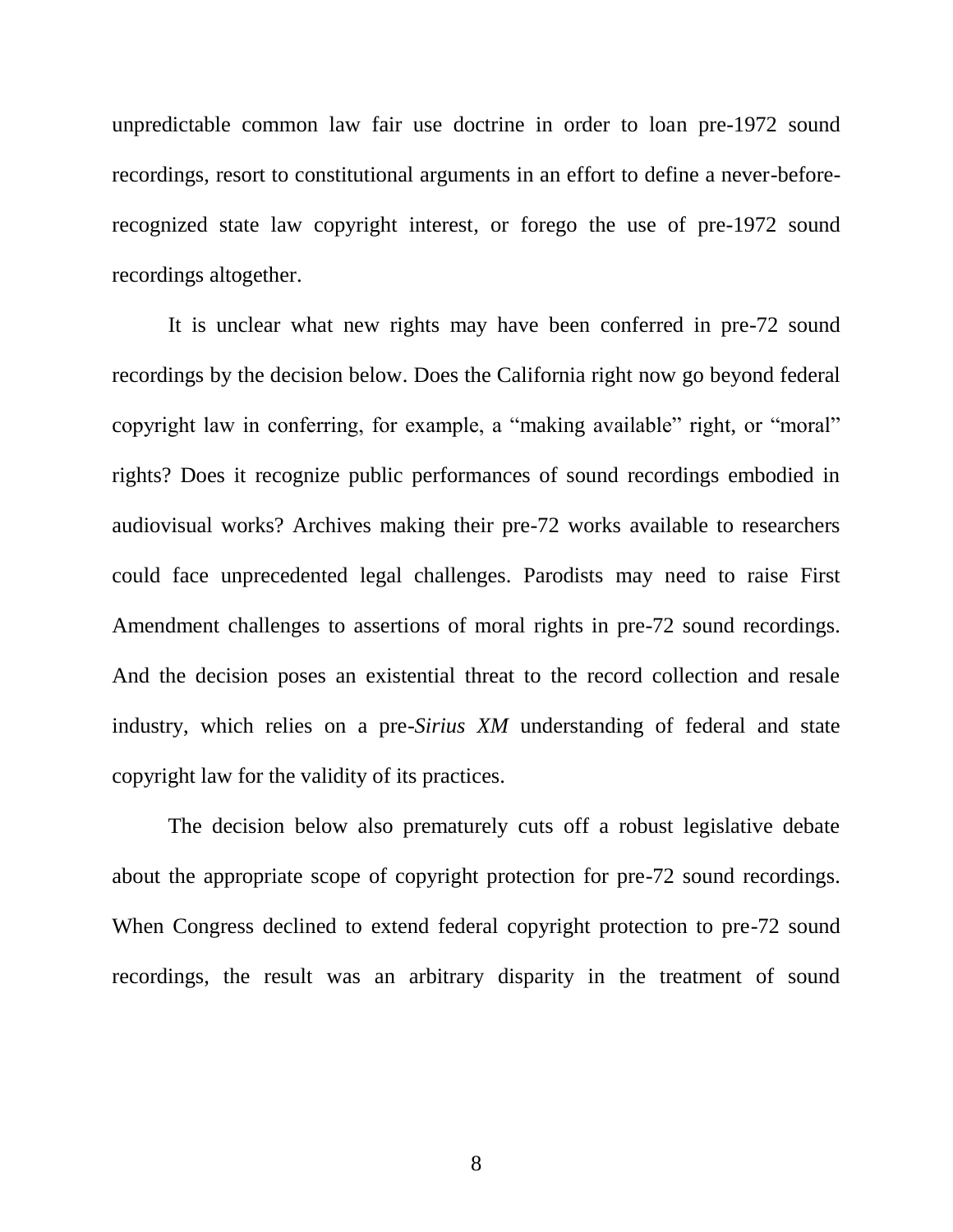unpredictable common law fair use doctrine in order to loan pre-1972 sound recordings, resort to constitutional arguments in an effort to define a never-before-recognized state law copyright interest, or forego the use of pre-1972 sound recordings altogether.

It is unclear what new rights may have been conferred in pre-72 sound recordings by the decision below. Does the California right now go beyond federal copyright law in conferring, for example, a "making available" right, or "moral" rights? Does it recognize public performances of sound recordings embodied in audiovisual works? Archives making their pre-72 works available to researchers could face unprecedented legal challenges. Parodists may need to raise First Amendment challenges to assertions of moral rights in pre-72 sound recordings. And the decision poses an existential threat to the record collection and resale industry, which relies on a pre-*Sirius XM* understanding of federal and state copyright law for the validity of its practices.

The decision below also prematurely cuts off a robust legislative debate about the appropriate scope of copyright protection for pre-72 sound recordings. When Congress declined to extend federal copyright protection to pre-72 sound recordings, the result was an arbitrary disparity in the treatment of sound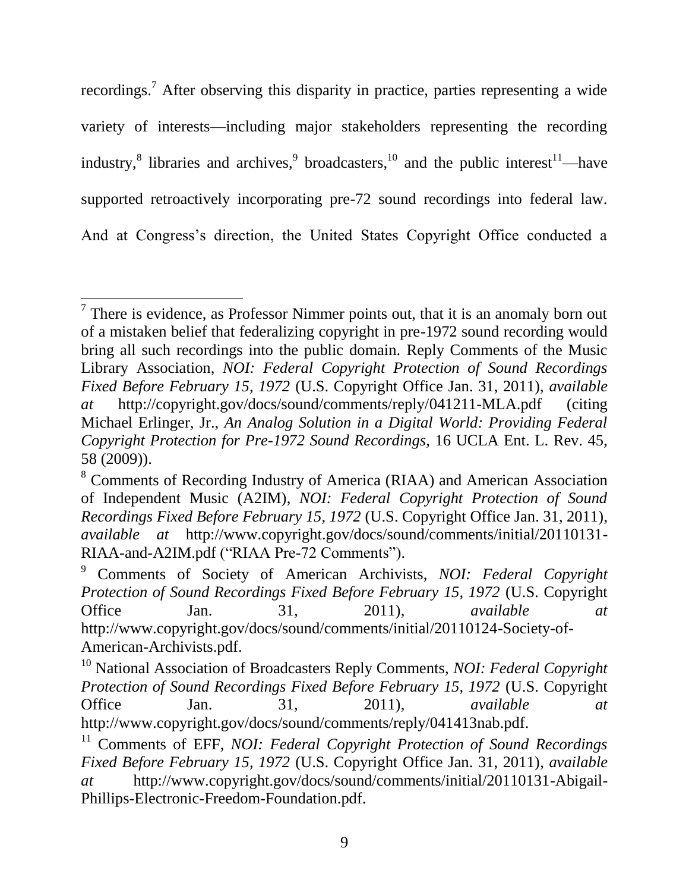recordings.[7] After observing this disparity in practice, parties representing a wide variety of interests—including major stakeholders representing the recording industry,[8] libraries and archives,[9] broadcasters,[10] and the public interest[11]—have supported retroactively incorporating pre-72 sound recordings into federal law. And at Congress's direction, the United States Copyright Office conducted a

---

[7] There is evidence, as Professor Nimmer points out, that it is an anomaly born out of a mistaken belief that federalizing copyright in pre-1972 sound recording would bring all such recordings into the public domain. Reply Comments of the Music Library Association, *NOI: Federal Copyright Protection of Sound Recordings Fixed Before February 15, 1972* (U.S. Copyright Office Jan. 31, 2011), *available at* http://copyright.gov/docs/sound/comments/reply/041211-MLA.pdf (citing Michael Erlinger, Jr., *An Analog Solution in a Digital World: Providing Federal Copyright Protection for Pre-1972 Sound Recordings*, 16 UCLA Ent. L. Rev. 45, 58 (2009)).

[8] Comments of Recording Industry of America (RIAA) and American Association of Independent Music (A2IM), *NOI: Federal Copyright Protection of Sound Recordings Fixed Before February 15, 1972* (U.S. Copyright Office Jan. 31, 2011), *available at* http://www.copyright.gov/docs/sound/comments/initial/20110131-RIAA-and-A2IM.pdf ("RIAA Pre-72 Comments").

[9] Comments of Society of American Archivists, *NOI: Federal Copyright Protection of Sound Recordings Fixed Before February 15, 1972* (U.S. Copyright Office Jan. 31, 2011), *available at* http://www.copyright.gov/docs/sound/comments/initial/20110124-Society-of-American-Archivists.pdf.

[10] National Association of Broadcasters Reply Comments, *NOI: Federal Copyright Protection of Sound Recordings Fixed Before February 15, 1972* (U.S. Copyright Office Jan. 31, 2011), *available at* http://www.copyright.gov/docs/sound/comments/reply/041413nab.pdf.

[11] Comments of EFF, *NOI: Federal Copyright Protection of Sound Recordings Fixed Before February 15, 1972* (U.S. Copyright Office Jan. 31, 2011), *available at* http://www.copyright.gov/docs/sound/comments/initial/20110131-Abigail-Phillips-Electronic-Freedom-Foundation.pdf.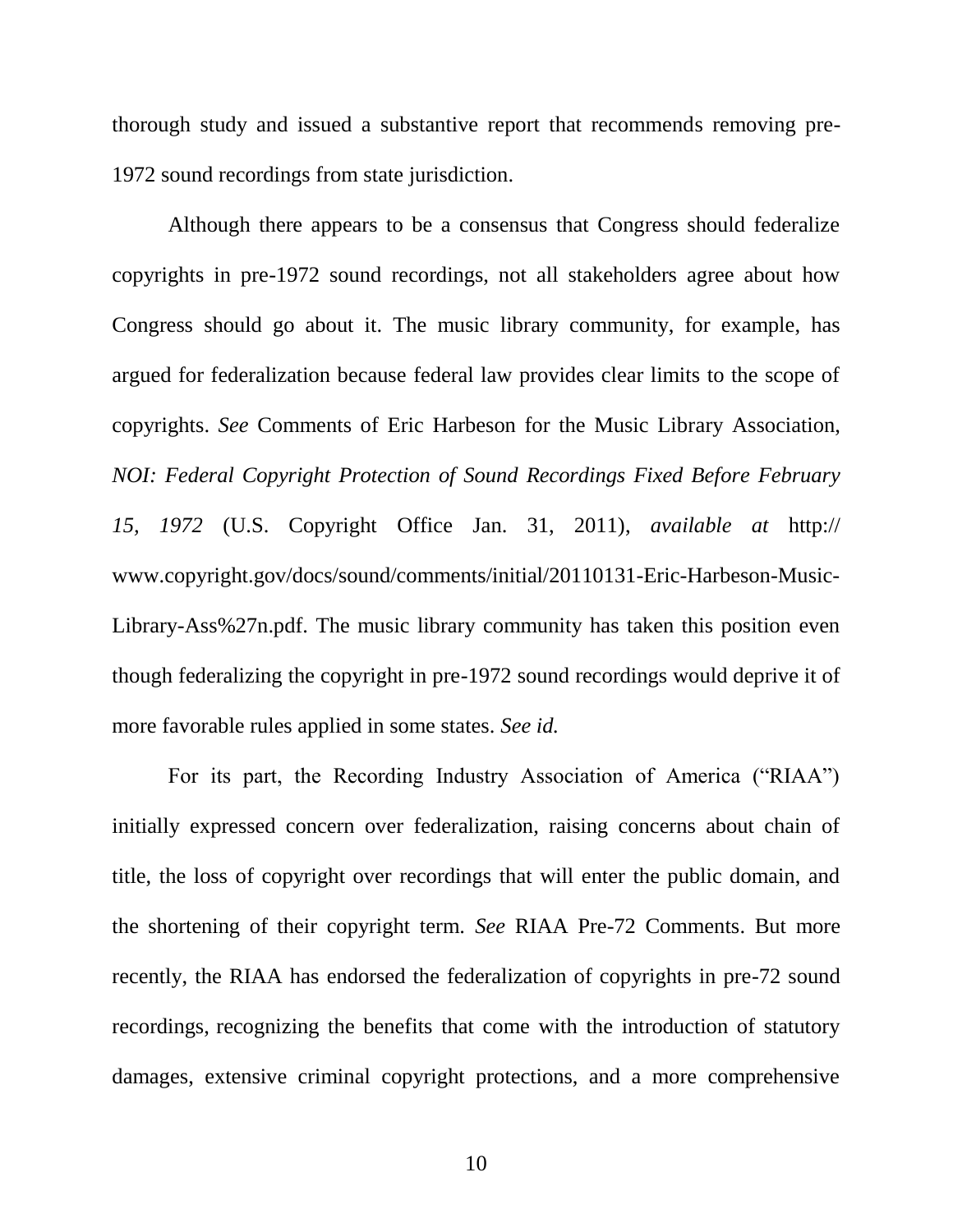thorough study and issued a substantive report that recommends removing pre-1972 sound recordings from state jurisdiction.

Although there appears to be a consensus that Congress should federalize copyrights in pre-1972 sound recordings, not all stakeholders agree about how Congress should go about it. The music library community, for example, has argued for federalization because federal law provides clear limits to the scope of copyrights. *See* Comments of Eric Harbeson for the Music Library Association, *NOI: Federal Copyright Protection of Sound Recordings Fixed Before February 15, 1972* (U.S. Copyright Office Jan. 31, 2011), *available at* http://www.copyright.gov/docs/sound/comments/initial/20110131-Eric-Harbeson-Music-Library-Ass%27n.pdf. The music library community has taken this position even though federalizing the copyright in pre-1972 sound recordings would deprive it of more favorable rules applied in some states. *See id.*

For its part, the Recording Industry Association of America ("RIAA") initially expressed concern over federalization, raising concerns about chain of title, the loss of copyright over recordings that will enter the public domain, and the shortening of their copyright term. *See* RIAA Pre-72 Comments. But more recently, the RIAA has endorsed the federalization of copyrights in pre-72 sound recordings, recognizing the benefits that come with the introduction of statutory damages, extensive criminal copyright protections, and a more comprehensive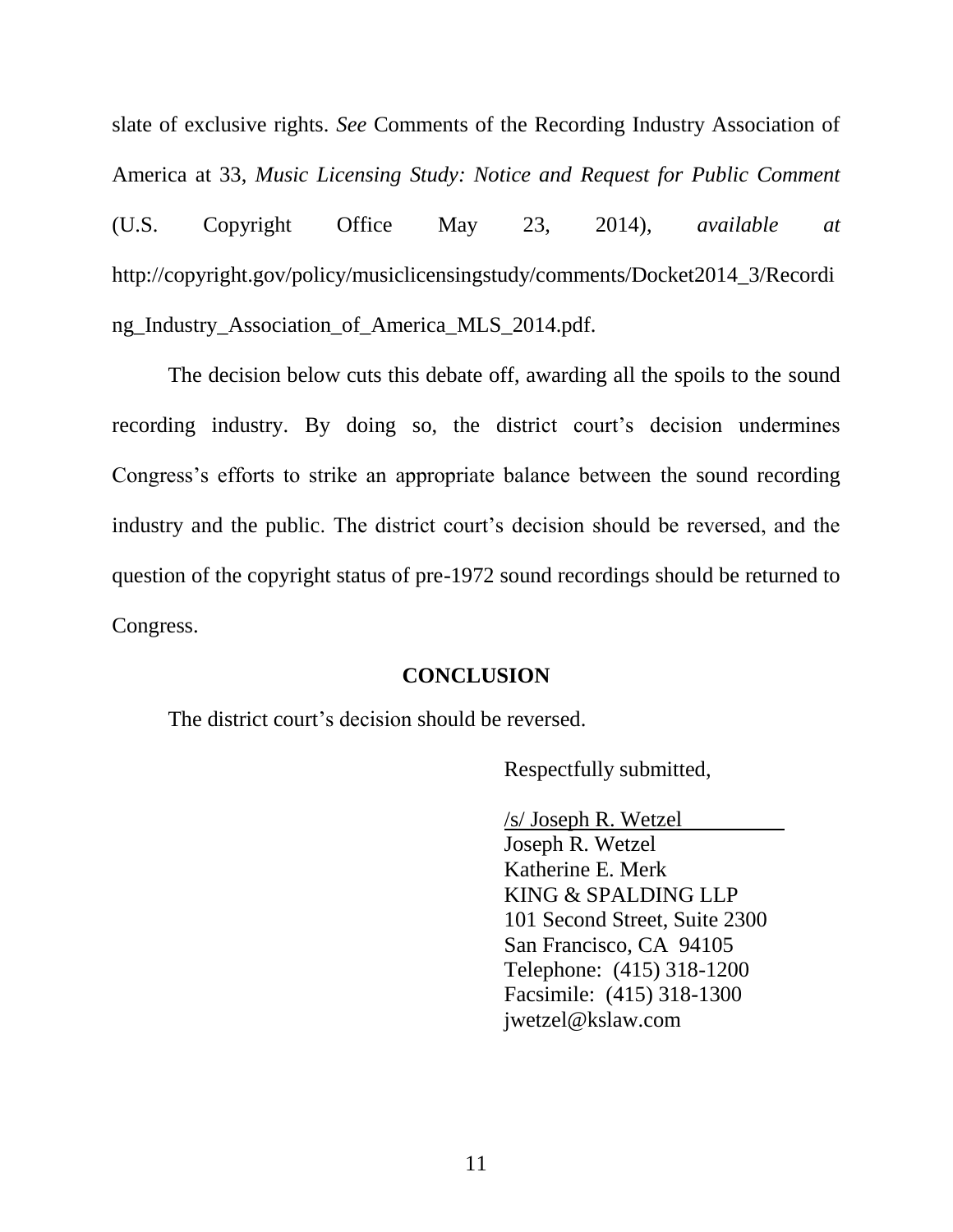slate of exclusive rights. *See* Comments of the Recording Industry Association of America at 33, *Music Licensing Study: Notice and Request for Public Comment* (U.S. Copyright Office May 23, 2014), *available at* http://copyright.gov/policy/musiclicensingstudy/comments/Docket2014_3/Recording_Industry_Association_of_America_MLS_2014.pdf.

The decision below cuts this debate off, awarding all the spoils to the sound recording industry. By doing so, the district court's decision undermines Congress's efforts to strike an appropriate balance between the sound recording industry and the public. The district court's decision should be reversed, and the question of the copyright status of pre-1972 sound recordings should be returned to Congress.

## CONCLUSION

The district court's decision should be reversed.

Respectfully submitted,

/s/ Joseph R. Wetzel
Joseph R. Wetzel
Katherine E. Merk
KING & SPALDING LLP
101 Second Street, Suite 2300
San Francisco, CA 94105
Telephone: (415) 318-1200
Facsimile: (415) 318-1300
jwetzel@kslaw.com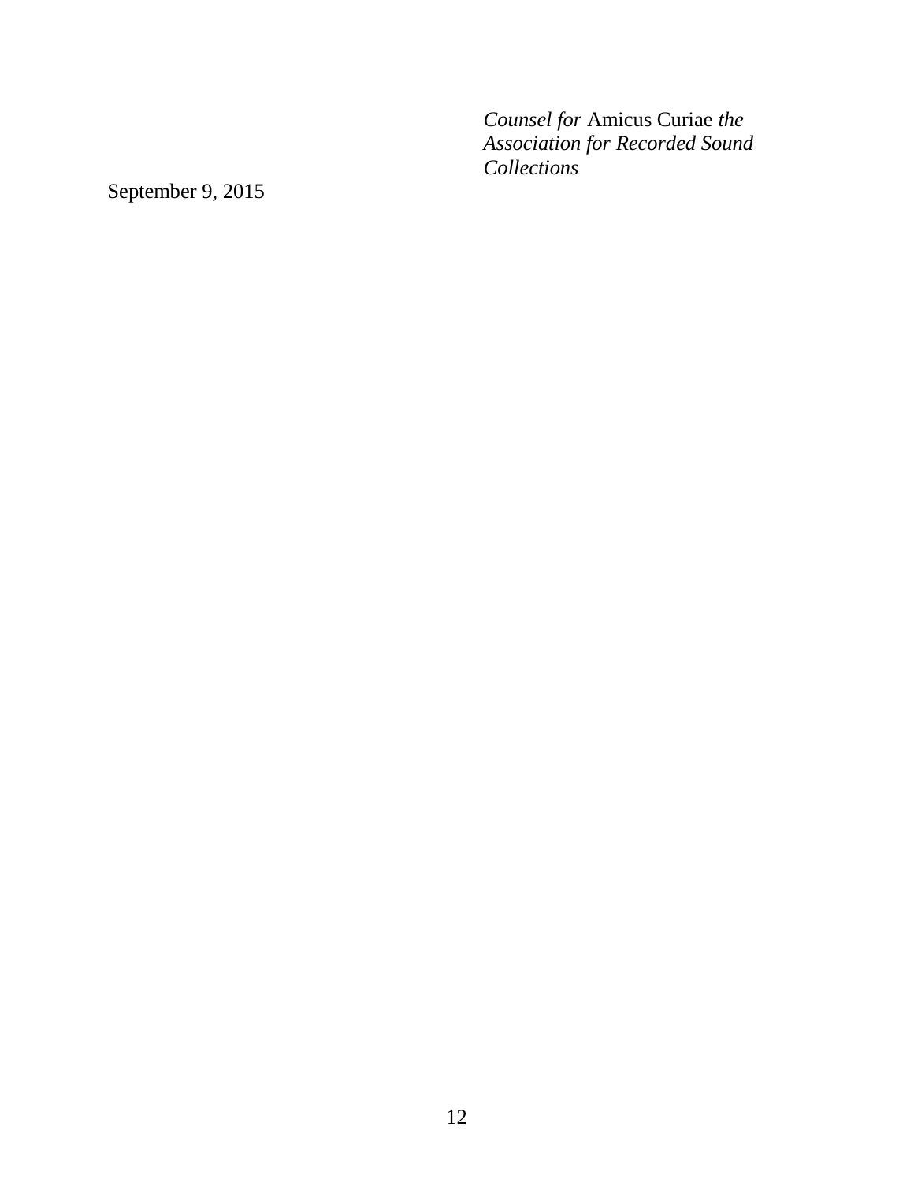*Counsel for* Amicus Curiae *the Association for Recorded Sound Collections*

September 9, 2015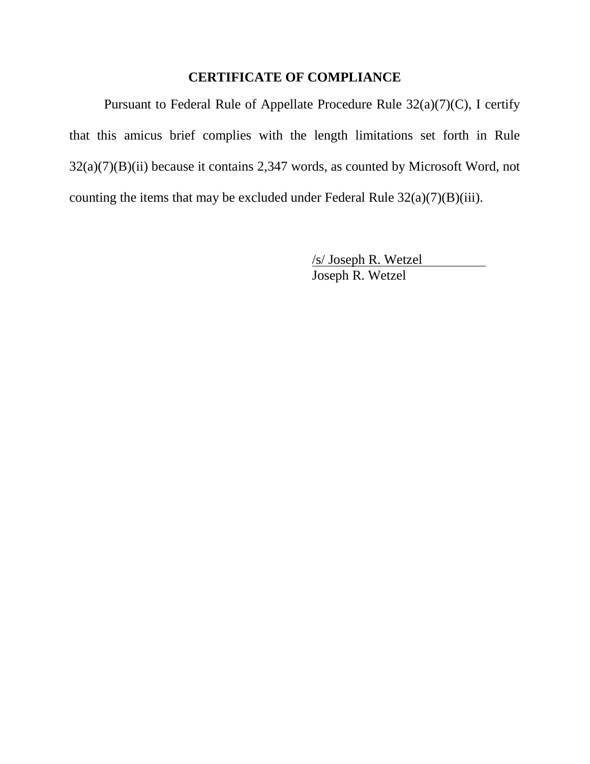## CERTIFICATE OF COMPLIANCE

Pursuant to Federal Rule of Appellate Procedure Rule 32(a)(7)(C), I certify that this amicus brief complies with the length limitations set forth in Rule 32(a)(7)(B)(ii) because it contains 2,347 words, as counted by Microsoft Word, not counting the items that may be excluded under Federal Rule 32(a)(7)(B)(iii).

/s/ Joseph R. Wetzel  
Joseph R. Wetzel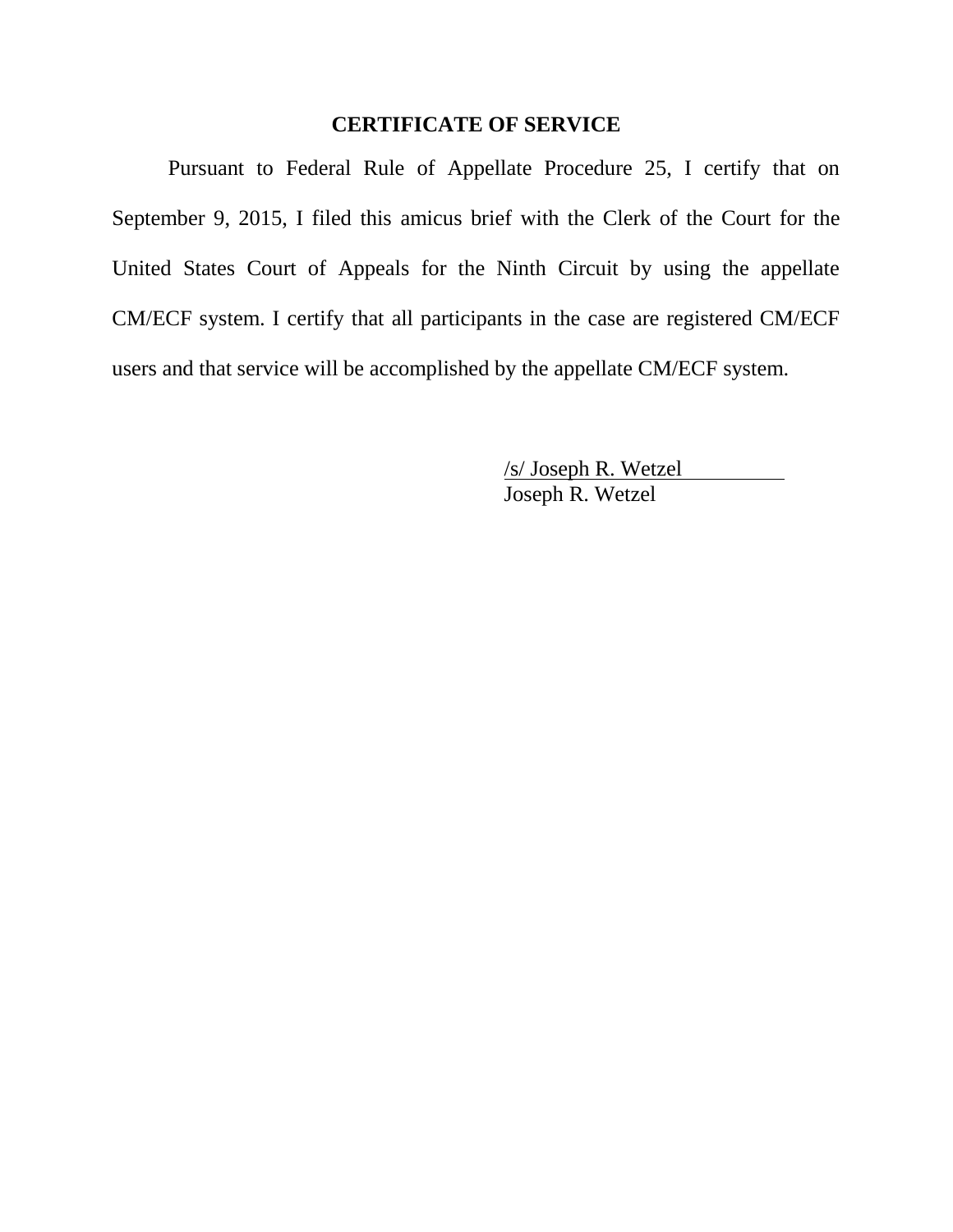# CERTIFICATE OF SERVICE

Pursuant to Federal Rule of Appellate Procedure 25, I certify that on September 9, 2015, I filed this amicus brief with the Clerk of the Court for the United States Court of Appeals for the Ninth Circuit by using the appellate CM/ECF system. I certify that all participants in the case are registered CM/ECF users and that service will be accomplished by the appellate CM/ECF system.

/s/ Joseph R. Wetzel
Joseph R. Wetzel